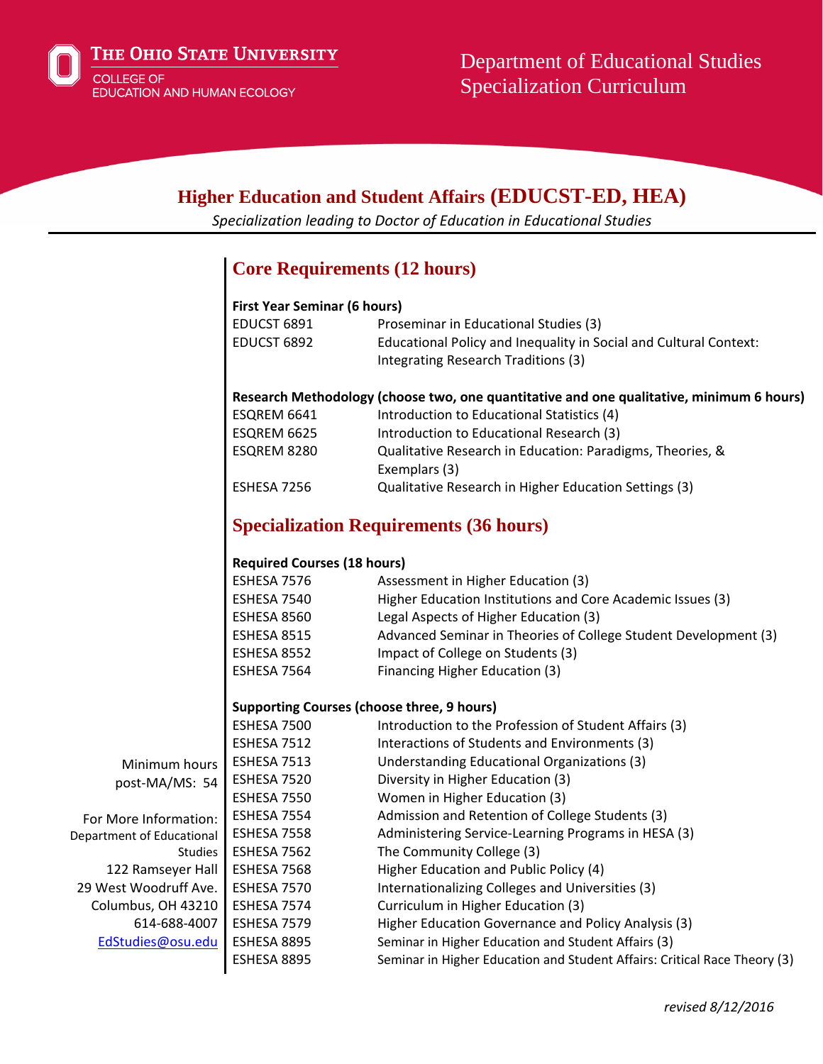The Ohio State University
College of Education and Human Ecology

Department of Educational Studies
Specialization Curriculum

# Higher Education and Student Affairs (EDUCST-ED, HEA)

*Specialization leading to Doctor of Education in Educational Studies*

## Core Requirements (12 hours)

**First Year Seminar (6 hours)**

| | |
|---|---|
| EDUCST 6891 | Proseminar in Educational Studies (3) |
| EDUCST 6892 | Educational Policy and Inequality in Social and Cultural Context: Integrating Research Traditions (3) |

**Research Methodology (choose two, one quantitative and one qualitative, minimum 6 hours)**

| | |
|---|---|
| ESQREM 6641 | Introduction to Educational Statistics (4) |
| ESQREM 6625 | Introduction to Educational Research (3) |
| ESQREM 8280 | Qualitative Research in Education: Paradigms, Theories, & Exemplars (3) |
| ESHESA 7256 | Qualitative Research in Higher Education Settings (3) |

## Specialization Requirements (36 hours)

**Required Courses (18 hours)**

| | |
|---|---|
| ESHESA 7576 | Assessment in Higher Education (3) |
| ESHESA 7540 | Higher Education Institutions and Core Academic Issues (3) |
| ESHESA 8560 | Legal Aspects of Higher Education (3) |
| ESHESA 8515 | Advanced Seminar in Theories of College Student Development (3) |
| ESHESA 8552 | Impact of College on Students (3) |
| ESHESA 7564 | Financing Higher Education (3) |

**Supporting Courses (choose three, 9 hours)**

| | |
|---|---|
| ESHESA 7500 | Introduction to the Profession of Student Affairs (3) |
| ESHESA 7512 | Interactions of Students and Environments (3) |
| ESHESA 7513 | Understanding Educational Organizations (3) |
| ESHESA 7520 | Diversity in Higher Education (3) |
| ESHESA 7550 | Women in Higher Education (3) |
| ESHESA 7554 | Admission and Retention of College Students (3) |
| ESHESA 7558 | Administering Service-Learning Programs in HESA (3) |
| ESHESA 7562 | The Community College (3) |
| ESHESA 7568 | Higher Education and Public Policy (4) |
| ESHESA 7570 | Internationalizing Colleges and Universities (3) |
| ESHESA 7574 | Curriculum in Higher Education (3) |
| ESHESA 7579 | Higher Education Governance and Policy Analysis (3) |
| ESHESA 8895 | Seminar in Higher Education and Student Affairs (3) |
| ESHESA 8895 | Seminar in Higher Education and Student Affairs: Critical Race Theory (3) |

Minimum hours post-MA/MS: 54

For More Information:
Department of Educational Studies
122 Ramseyer Hall
29 West Woodruff Ave.
Columbus, OH 43210
614-688-4007
EdStudies@osu.edu

*revised 8/12/2016*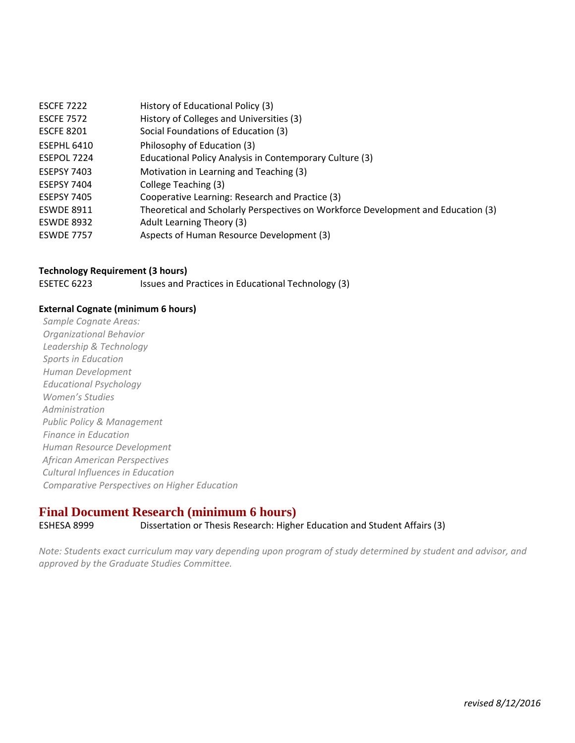ESCFE 7222 History of Educational Policy (3)
ESCFE 7572 History of Colleges and Universities (3)
ESCFE 8201 Social Foundations of Education (3)
ESEPHL 6410 Philosophy of Education (3)
ESEPOL 7224 Educational Policy Analysis in Contemporary Culture (3)
ESEPSY 7403 Motivation in Learning and Teaching (3)
ESEPSY 7404 College Teaching (3)
ESEPSY 7405 Cooperative Learning: Research and Practice (3)
ESWDE 8911 Theoretical and Scholarly Perspectives on Workforce Development and Education (3)
ESWDE 8932 Adult Learning Theory (3)
ESWDE 7757 Aspects of Human Resource Development (3)

**Technology Requirement (3 hours)**

ESETEC 6223 Issues and Practices in Educational Technology (3)

**External Cognate (minimum 6 hours)**

*Sample Cognate Areas:*
*Organizational Behavior*
*Leadership & Technology*
*Sports in Education*
*Human Development*
*Educational Psychology*
*Women's Studies*
*Administration*
*Public Policy & Management*
*Finance in Education*
*Human Resource Development*
*African American Perspectives*
*Cultural Influences in Education*
*Comparative Perspectives on Higher Education*

## Final Document Research (minimum 6 hours)

ESHESA 8999 Dissertation or Thesis Research: Higher Education and Student Affairs (3)

*Note: Students exact curriculum may vary depending upon program of study determined by student and advisor, and approved by the Graduate Studies Committee.*

*revised 8/12/2016*